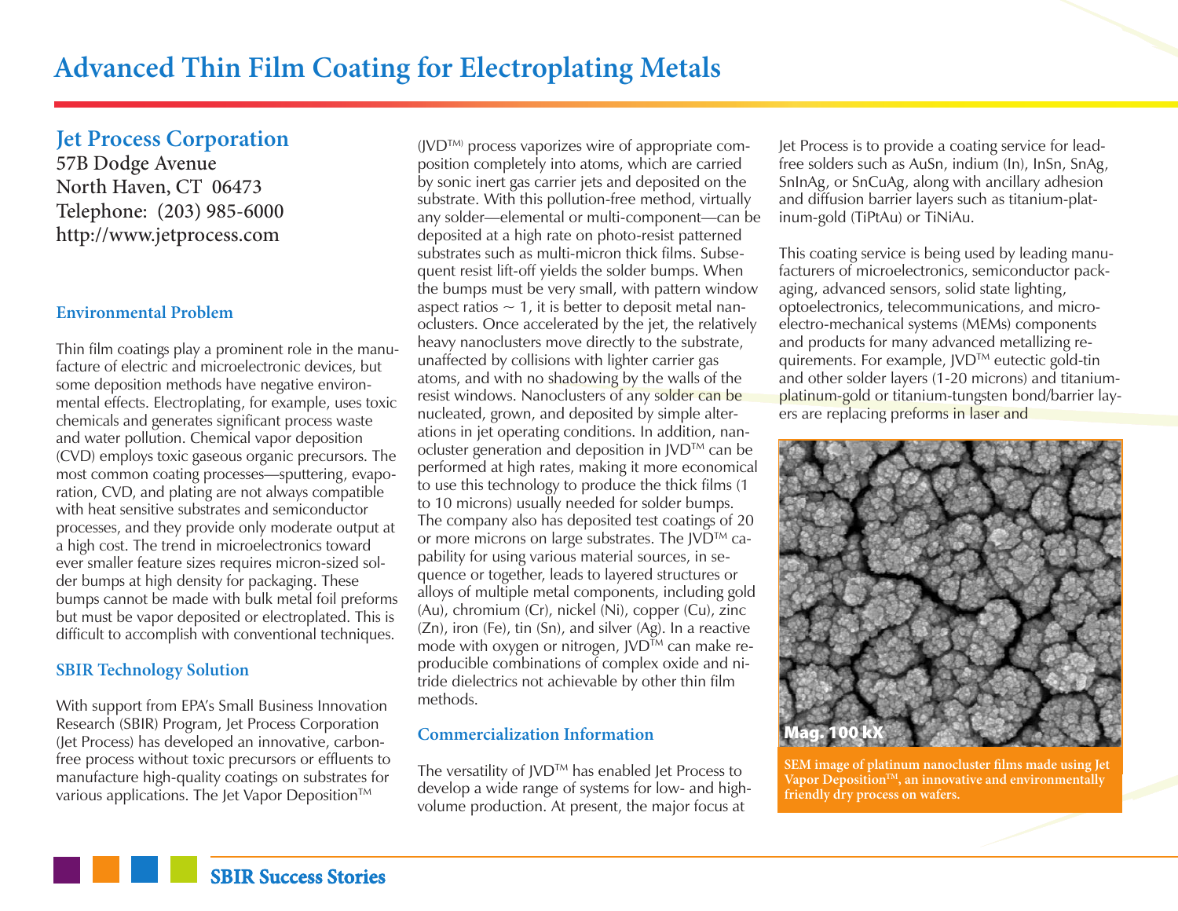# Advanced Thin Film Coating for Electroplating Metals

## Jet Process Corporation

57B Dodge Avenue
North Haven, CT 06473
Telephone: (203) 985-6000
http://www.jetprocess.com

### Environmental Problem

Thin film coatings play a prominent role in the manufacture of electric and microelectronic devices, but some deposition methods have negative environmental effects. Electroplating, for example, uses toxic chemicals and generates significant process waste and water pollution. Chemical vapor deposition (CVD) employs toxic gaseous organic precursors. The most common coating processes—sputtering, evaporation, CVD, and plating are not always compatible with heat sensitive substrates and semiconductor processes, and they provide only moderate output at a high cost. The trend in microelectronics toward ever smaller feature sizes requires micron-sized solder bumps at high density for packaging. These bumps cannot be made with bulk metal foil preforms but must be vapor deposited or electroplated. This is difficult to accomplish with conventional techniques.

### SBIR Technology Solution

With support from EPA's Small Business Innovation Research (SBIR) Program, Jet Process Corporation (Jet Process) has developed an innovative, carbon-free process without toxic precursors or effluents to manufacture high-quality coatings on substrates for various applications. The Jet Vapor Deposition™ (JVD™) process vaporizes wire of appropriate composition completely into atoms, which are carried by sonic inert gas carrier jets and deposited on the substrate. With this pollution-free method, virtually any solder—elemental or multi-component—can be deposited at a high rate on photo-resist patterned substrates such as multi-micron thick films. Subsequent resist lift-off yields the solder bumps. When the bumps must be very small, with pattern window aspect ratios ~ 1, it is better to deposit metal nanoclusters. Once accelerated by the jet, the relatively heavy nanoclusters move directly to the substrate, unaffected by collisions with lighter carrier gas atoms, and with no shadowing by the walls of the resist windows. Nanoclusters of any solder can be nucleated, grown, and deposited by simple alterations in jet operating conditions. In addition, nanocluster generation and deposition in JVD™ can be performed at high rates, making it more economical to use this technology to produce the thick films (1 to 10 microns) usually needed for solder bumps. The company also has deposited test coatings of 20 or more microns on large substrates. The JVD™ capability for using various material sources, in sequence or together, leads to layered structures or alloys of multiple metal components, including gold (Au), chromium (Cr), nickel (Ni), copper (Cu), zinc (Zn), iron (Fe), tin (Sn), and silver (Ag). In a reactive mode with oxygen or nitrogen, JVD™ can make reproducible combinations of complex oxide and nitride dielectrics not achievable by other thin film methods.

### Commercialization Information

The versatility of JVD™ has enabled Jet Process to develop a wide range of systems for low- and high-volume production. At present, the major focus at Jet Process is to provide a coating service for lead-free solders such as AuSn, indium (In), InSn, SnAg, SnInAg, or SnCuAg, along with ancillary adhesion and diffusion barrier layers such as titanium-platinum-gold (TiPtAu) or TiNiAu.

This coating service is being used by leading manufacturers of microelectronics, semiconductor packaging, advanced sensors, solid state lighting, optoelectronics, telecommunications, and micro-electro-mechanical systems (MEMs) components and products for many advanced metallizing requirements. For example, JVD™ eutectic gold-tin and other solder layers (1-20 microns) and titanium-platinum-gold or titanium-tungsten bond/barrier layers are replacing preforms in laser and

Mag. 100 kX

SEM image of platinum nanocluster films made using Jet Vapor Deposition™, an innovative and environmentally friendly dry process on wafers.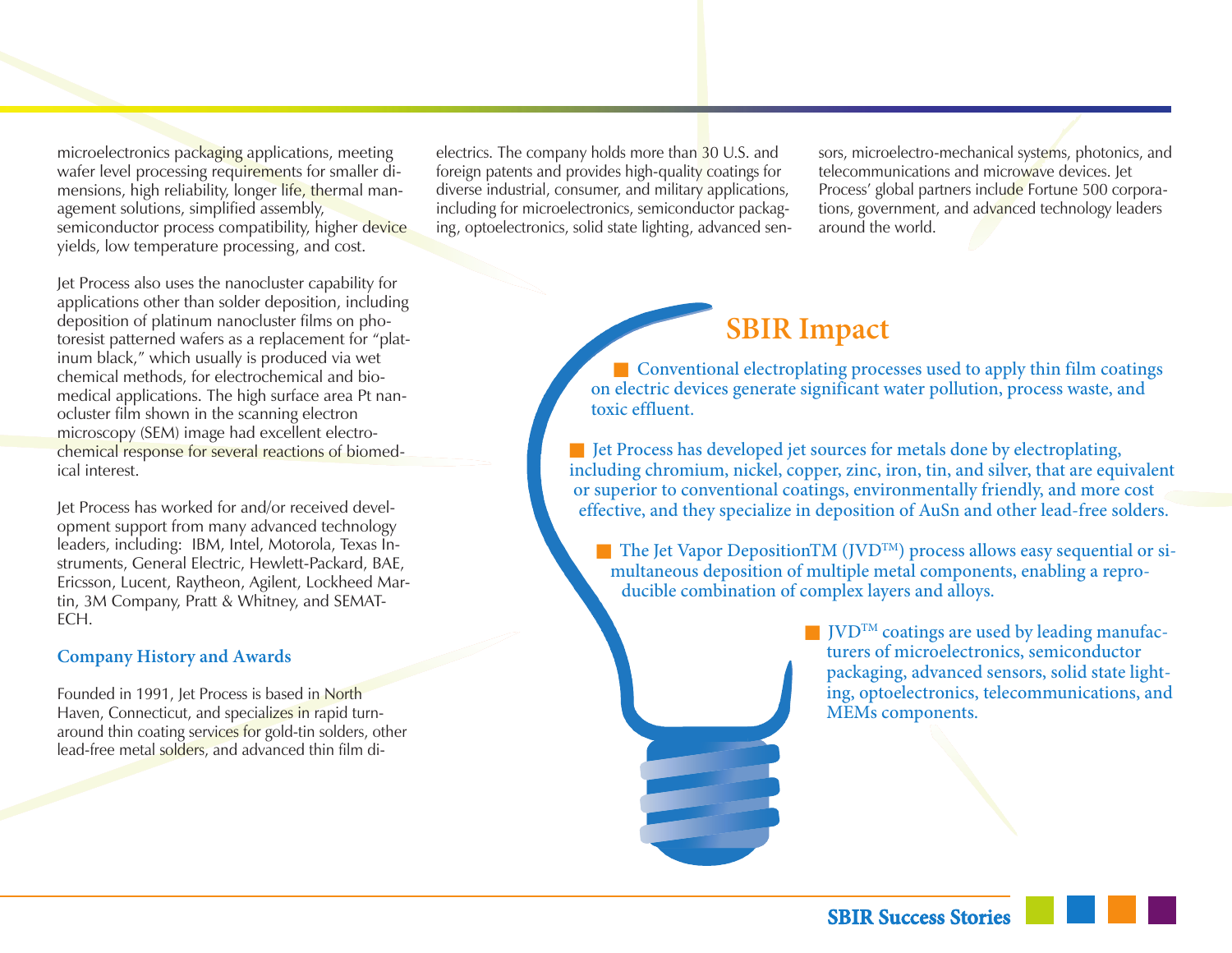microelectronics packaging applications, meeting wafer level processing requirements for smaller dimensions, high reliability, longer life, thermal management solutions, simplified assembly, semiconductor process compatibility, higher device yields, low temperature processing, and cost.

Jet Process also uses the nanocluster capability for applications other than solder deposition, including deposition of platinum nanocluster films on photoresist patterned wafers as a replacement for "platinum black," which usually is produced via wet chemical methods, for electrochemical and biomedical applications. The high surface area Pt nanocluster film shown in the scanning electron microscopy (SEM) image had excellent electrochemical response for several reactions of biomedical interest.

Jet Process has worked for and/or received development support from many advanced technology leaders, including: IBM, Intel, Motorola, Texas Instruments, General Electric, Hewlett-Packard, BAE, Ericsson, Lucent, Raytheon, Agilent, Lockheed Martin, 3M Company, Pratt & Whitney, and SEMATECH.

### Company History and Awards

Founded in 1991, Jet Process is based in North Haven, Connecticut, and specializes in rapid turnaround thin coating services for gold-tin solders, other lead-free metal solders, and advanced thin film dielectrics. The company holds more than 30 U.S. and foreign patents and provides high-quality coatings for diverse industrial, consumer, and military applications, including for microelectronics, semiconductor packaging, optoelectronics, solid state lighting, advanced sensors, microelectro-mechanical systems, photonics, and telecommunications and microwave devices. Jet Process' global partners include Fortune 500 corporations, government, and advanced technology leaders around the world.

## SBIR Impact

- Conventional electroplating processes used to apply thin film coatings on electric devices generate significant water pollution, process waste, and toxic effluent.
- Jet Process has developed jet sources for metals done by electroplating, including chromium, nickel, copper, zinc, iron, tin, and silver, that are equivalent or superior to conventional coatings, environmentally friendly, and more cost effective, and they specialize in deposition of AuSn and other lead-free solders.
- The Jet Vapor DepositionTM (JVD™) process allows easy sequential or simultaneous deposition of multiple metal components, enabling a reproducible combination of complex layers and alloys.
- JVD™ coatings are used by leading manufacturers of microelectronics, semiconductor packaging, advanced sensors, solid state lighting, optoelectronics, telecommunications, and MEMs components.